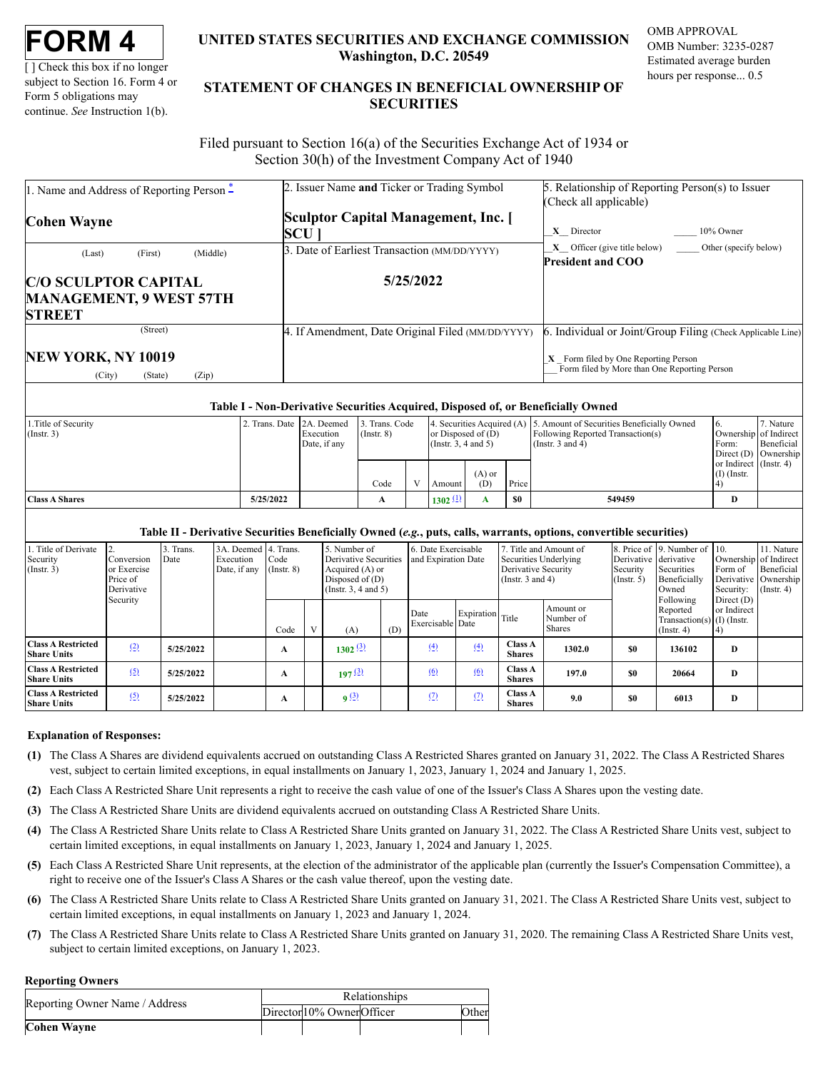# FORM 4

[ ] Check this box if no longer subject to Section 16. Form 4 or Form 5 obligations may continue. *See* Instruction 1(b).

## UNITED STATES SECURITIES AND EXCHANGE COMMISSION
**Washington, D.C. 20549**

## STATEMENT OF CHANGES IN BENEFICIAL OWNERSHIP OF SECURITIES

OMB APPROVAL
OMB Number: 3235-0287
Estimated average burden hours per response... 0.5

Filed pursuant to Section 16(a) of the Securities Exchange Act of 1934 or Section 30(h) of the Investment Company Act of 1940

1. Name and Address of Reporting Person *

**Cohen Wayne**

(Last) (First) (Middle)

**C/O SCULPTOR CAPITAL MANAGEMENT, 9 WEST 57TH STREET**

(Street)

**NEW YORK, NY 10019**

(City) (State) (Zip)

2. Issuer Name **and** Ticker or Trading Symbol

**Sculptor Capital Management, Inc. [ SCU ]**

3. Date of Earliest Transaction (MM/DD/YYYY)

**5/25/2022**

4. If Amendment, Date Original Filed (MM/DD/YYYY)

5. Relationship of Reporting Person(s) to Issuer (Check all applicable)

_X_ Director _____ 10% Owner
_X_ Officer (give title below) _____ Other (specify below)

**President and COO**

6. Individual or Joint/Group Filing (Check Applicable Line)

_X_ Form filed by One Reporting Person
___ Form filed by More than One Reporting Person

### Table I - Non-Derivative Securities Acquired, Disposed of, or Beneficially Owned

| 1.Title of Security (Instr. 3) | 2. Trans. Date | 2A. Deemed Execution Date, if any | 3. Trans. Code (Instr. 8) | | 4. Securities Acquired (A) or Disposed of (D) (Instr. 3, 4 and 5) | | | 5. Amount of Securities Beneficially Owned Following Reported Transaction(s) (Instr. 3 and 4) | 6. Ownership Form: Direct (D) or Indirect (I) (Instr. 4) | 7. Nature of Indirect Beneficial Ownership (Instr. 4) |
|---|---|---|---|---|---|---|---|---|---|---|
| | | | Code | V | Amount | (A) or (D) | Price | | | |
| **Class A Shares** | **5/25/2022** | | **A** | | **1302** (1) | **A** | **$0** | **549459** | **D** | |

### Table II - Derivative Securities Beneficially Owned (*e.g.*, puts, calls, warrants, options, convertible securities)

| 1. Title of Derivate Security (Instr. 3) | 2. Conversion or Exercise Price of Derivative Security | 3. Trans. Date | 3A. Deemed Execution Date, if any | 4. Trans. Code (Instr. 8) | | 5. Number of Derivative Securities Acquired (A) or Disposed of (D) (Instr. 3, 4 and 5) | | 6. Date Exercisable and Expiration Date | | 7. Title and Amount of Securities Underlying Derivative Security (Instr. 3 and 4) | | 8. Price of Derivative Security (Instr. 5) | 9. Number of derivative Securities Beneficially Owned Following Reported Transaction(s) (Instr. 4) | 10. Ownership Form of Derivative Security: Direct (D) or Indirect (I) (Instr. 4) | 11. Nature of Indirect Beneficial Ownership (Instr. 4) |
|---|---|---|---|---|---|---|---|---|---|---|---|---|---|---|---|
| | | | | Code | V | (A) | (D) | Date Exercisable | Expiration Date | Title | Amount or Number of Shares | | | | |
| **Class A Restricted Share Units** | (2) | **5/25/2022** | | **A** | | **1302** (3) | | (4) | (4) | **Class A Shares** | **1302.0** | **$0** | **136102** | **D** | |
| **Class A Restricted Share Units** | (5) | **5/25/2022** | | **A** | | **197** (3) | | (6) | (6) | **Class A Shares** | **197.0** | **$0** | **20664** | **D** | |
| **Class A Restricted Share Units** | (5) | **5/25/2022** | | **A** | | **9** (3) | | (7) | (7) | **Class A Shares** | **9.0** | **$0** | **6013** | **D** | |

**Explanation of Responses:**

**(1)** The Class A Shares are dividend equivalents accrued on outstanding Class A Restricted Shares granted on January 31, 2022. The Class A Restricted Shares vest, subject to certain limited exceptions, in equal installments on January 1, 2023, January 1, 2024 and January 1, 2025.

**(2)** Each Class A Restricted Share Unit represents a right to receive the cash value of one of the Issuer's Class A Shares upon the vesting date.

**(3)** The Class A Restricted Share Units are dividend equivalents accrued on outstanding Class A Restricted Share Units.

**(4)** The Class A Restricted Share Units relate to Class A Restricted Share Units granted on January 31, 2022. The Class A Restricted Share Units vest, subject to certain limited exceptions, in equal installments on January 1, 2023, January 1, 2024 and January 1, 2025.

**(5)** Each Class A Restricted Share Unit represents, at the election of the administrator of the applicable plan (currently the Issuer's Compensation Committee), a right to receive one of the Issuer's Class A Shares or the cash value thereof, upon the vesting date.

**(6)** The Class A Restricted Share Units relate to Class A Restricted Share Units granted on January 31, 2021. The Class A Restricted Share Units vest, subject to certain limited exceptions, in equal installments on January 1, 2023 and January 1, 2024.

**(7)** The Class A Restricted Share Units relate to Class A Restricted Share Units granted on January 31, 2020. The remaining Class A Restricted Share Units vest, subject to certain limited exceptions, on January 1, 2023.

**Reporting Owners**

| Reporting Owner Name / Address | Relationships | | | |
|---|---|---|---|---|
| | Director | 10% Owner | Officer | Other |
| **Cohen Wayne** | | | | |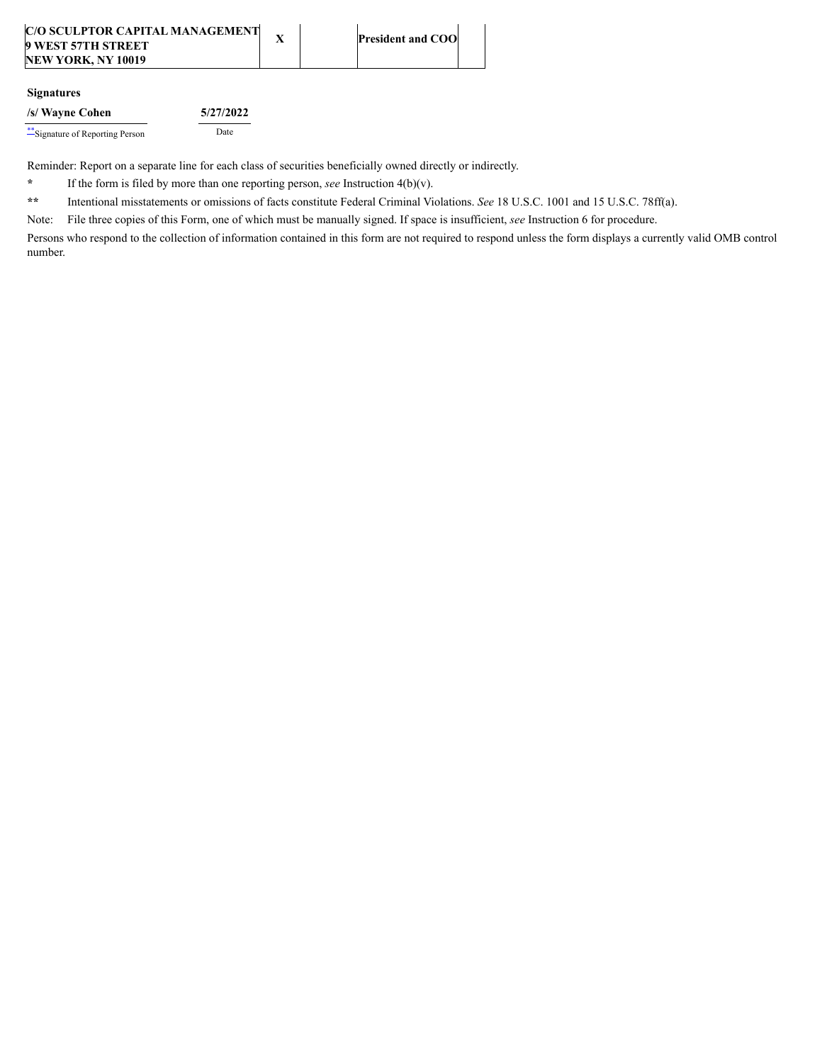| | | | | |
|---|---|---|---|---|
| C/O SCULPTOR CAPITAL MANAGEMENT<br>9 WEST 57TH STREET<br>NEW YORK, NY 10019 | X | | President and COO | |

**Signatures**

| | |
|---|---|
| **/s/ Wayne Cohen** | **5/27/2022** |
| **Signature of Reporting Person | Date |

Reminder: Report on a separate line for each class of securities beneficially owned directly or indirectly.

\* If the form is filed by more than one reporting person, *see* Instruction 4(b)(v).

\*\* Intentional misstatements or omissions of facts constitute Federal Criminal Violations. *See* 18 U.S.C. 1001 and 15 U.S.C. 78ff(a).

Note: File three copies of this Form, one of which must be manually signed. If space is insufficient, *see* Instruction 6 for procedure.

Persons who respond to the collection of information contained in this form are not required to respond unless the form displays a currently valid OMB control number.